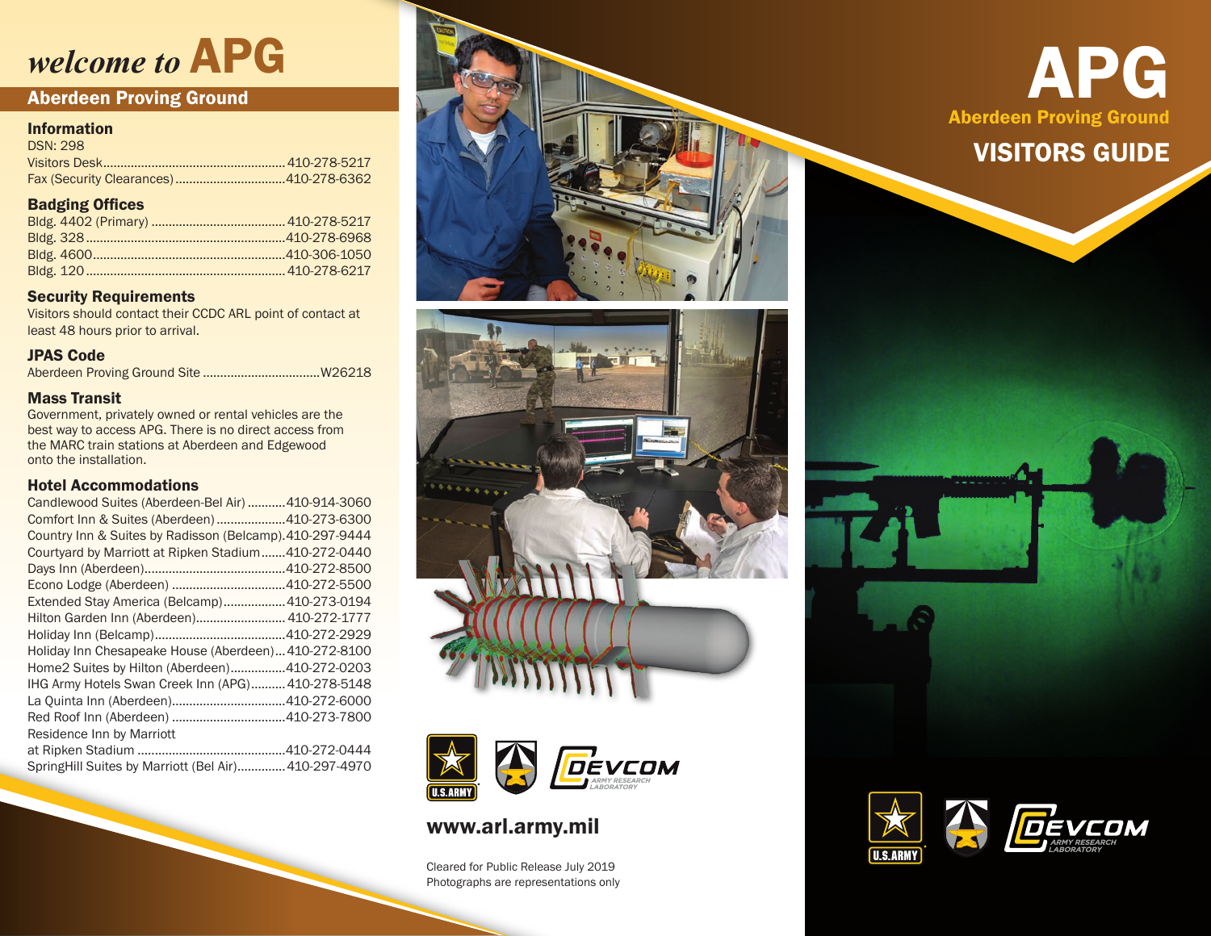# welcome to APG

## Aberdeen Proving Ground

### Information

DSN: 298

Visitors Desk .................................................... 410-278-5217
Fax (Security Clearances) ............................... 410-278-6362

### Badging Offices

Bldg. 4402 (Primary) ...................................... 410-278-5217
Bldg. 328 ........................................................ 410-278-6968
Bldg. 4600 ...................................................... 410-306-1050
Bldg. 120 ........................................................ 410-278-6217

### Security Requirements

Visitors should contact their CCDC ARL point of contact at least 48 hours prior to arrival.

### JPAS Code

Aberdeen Proving Ground Site ................................. W26218

### Mass Transit

Government, privately owned or rental vehicles are the best way to access APG. There is no direct access from the MARC train stations at Aberdeen and Edgewood onto the installation.

### Hotel Accommodations

Candlewood Suites (Aberdeen-Bel Air) ........... 410-914-3060
Comfort Inn & Suites (Aberdeen) ................... 410-273-6300
Country Inn & Suites by Radisson (Belcamp). 410-297-9444
Courtyard by Marriott at Ripken Stadium ....... 410-272-0440
Days Inn (Aberdeen) ........................................ 410-272-8500
Econo Lodge (Aberdeen) ................................ 410-272-5500
Extended Stay America (Belcamp) ................. 410-273-0194
Hilton Garden Inn (Aberdeen) .......................... 410-272-1777
Holiday Inn (Belcamp) ..................................... 410-272-2929
Holiday Inn Chesapeake House (Aberdeen) ... 410-272-8100
Home2 Suites by Hilton (Aberdeen) ................ 410-272-0203
IHG Army Hotels Swan Creek Inn (APG) .......... 410-278-5148
La Quinta Inn (Aberdeen) ................................ 410-272-6000
Red Roof Inn (Aberdeen) ................................ 410-273-7800
Residence Inn by Marriott at Ripken Stadium ........................................... 410-272-0444
SpringHill Suites by Marriott (Bel Air) ............. 410-297-4970

U.S. ARMY | DEVCOM ARMY RESEARCH LABORATORY

www.arl.army.mil

Cleared for Public Release July 2019
Photographs are representations only

# APG

## Aberdeen Proving Ground

## VISITORS GUIDE

U.S. ARMY | DEVCOM ARMY RESEARCH LABORATORY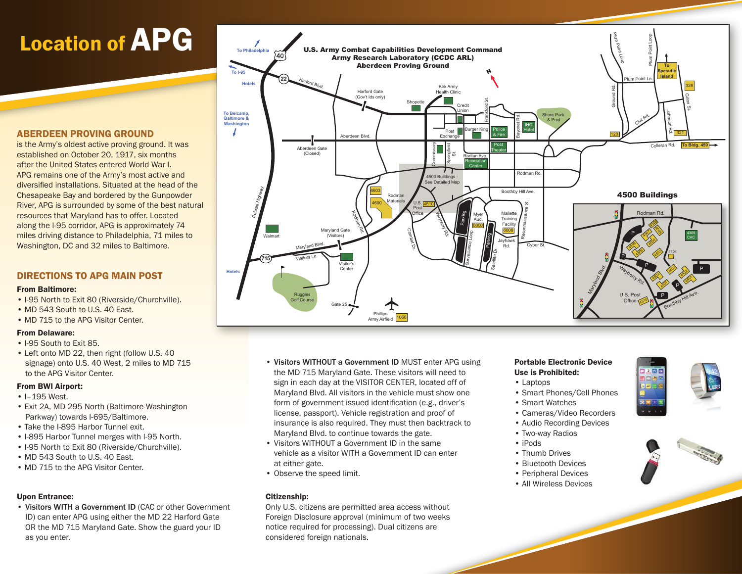# Location of APG

## ABERDEEN PROVING GROUND

is the Army's oldest active proving ground. It was established on October 20, 1917, six months after the United States entered World War I. APG remains one of the Army's most active and diversified installations. Situated at the head of the Chesapeake Bay and bordered by the Gunpowder River, APG is surrounded by some of the best natural resources that Maryland has to offer. Located along the I-95 corridor, APG is approximately 74 miles driving distance to Philadelphia, 71 miles to Washington, DC and 32 miles to Baltimore.

## DIRECTIONS TO APG MAIN POST

**From Baltimore:**

- I-95 North to Exit 80 (Riverside/Churchville).
- MD 543 South to U.S. 40 East.
- MD 715 to the APG Visitor Center.

**From Delaware:**

- I-95 South to Exit 85.
- Left onto MD 22, then right (follow U.S. 40 signage) onto U.S. 40 West, 2 miles to MD 715 to the APG Visitor Center.

**From BWI Airport:**

- I–195 West.
- Exit 2A, MD 295 North (Baltimore-Washington Parkway) towards I-695/Baltimore.
- Take the I-895 Harbor Tunnel exit.
- I-895 Harbor Tunnel merges with I-95 North.
- I-95 North to Exit 80 (Riverside/Churchville).
- MD 543 South to U.S. 40 East.
- MD 715 to the APG Visitor Center.

**Upon Entrance:**

- **Visitors WITH a Government ID** (CAC or other Government ID) can enter APG using either the MD 22 Harford Gate OR the MD 715 Maryland Gate. Show the guard your ID as you enter.
- **Visitors WITHOUT a Government ID** MUST enter APG using the MD 715 Maryland Gate. These visitors will need to sign in each day at the VISITOR CENTER, located off of Maryland Blvd. All visitors in the vehicle must show one form of government issued identification (e.g., driver's license, passport). Vehicle registration and proof of insurance is also required. They must then backtrack to Maryland Blvd. to continue towards the gate.
- Visitors WITHOUT a Government ID in the same vehicle as a visitor WITH a Government ID can enter at either gate.
- Observe the speed limit.

**Citizenship:**

Only U.S. citizens are permitted area access without Foreign Disclosure approval (minimum of two weeks notice required for processing). Dual citizens are considered foreign nationals.

**Portable Electronic Device Use is Prohibited:**

- Laptops
- Smart Phones/Cell Phones
- Smart Watches
- Cameras/Video Recorders
- Audio Recording Devices
- Two-way Radios
- iPods
- Thumb Drives
- Bluetooth Devices
- Peripheral Devices
- All Wireless Devices

U.S. Army Combat Capabilities Development Command
Army Research Laboratory (CCDC ARL)
Aberdeen Proving Ground

4500 Buildings